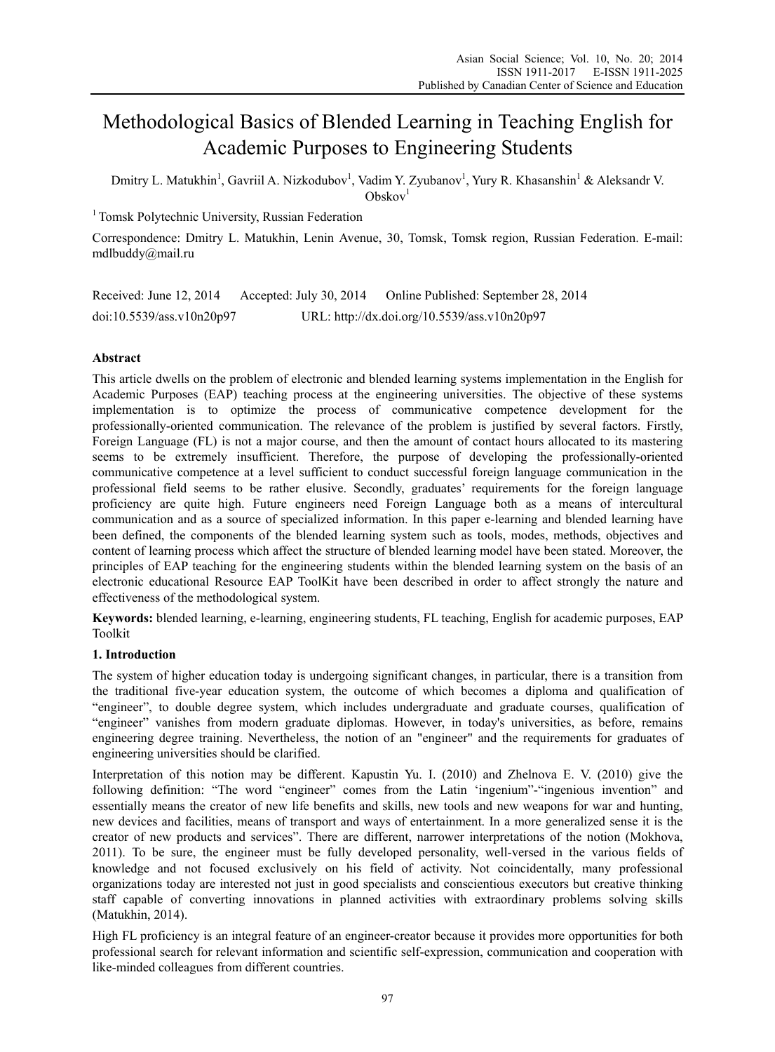# Methodological Basics of Blended Learning in Teaching English for Academic Purposes to Engineering Students

Dmitry L. Matukhin[1], Gavriil A. Nizkodubov[1], Vadim Y. Zyubanov[1], Yury R. Khasanshin[1] & Aleksandr V. Obskov[1]

[1] Tomsk Polytechnic University, Russian Federation

Correspondence: Dmitry L. Matukhin, Lenin Avenue, 30, Tomsk, Tomsk region, Russian Federation. E-mail: mdlbuddy@mail.ru

Received: June 12, 2014 Accepted: July 30, 2014 Online Published: September 28, 2014

doi:10.5539/ass.v10n20p97 URL: http://dx.doi.org/10.5539/ass.v10n20p97

## Abstract

This article dwells on the problem of electronic and blended learning systems implementation in the English for Academic Purposes (EAP) teaching process at the engineering universities. The objective of these systems implementation is to optimize the process of communicative competence development for the professionally-oriented communication. The relevance of the problem is justified by several factors. Firstly, Foreign Language (FL) is not a major course, and then the amount of contact hours allocated to its mastering seems to be extremely insufficient. Therefore, the purpose of developing the professionally-oriented communicative competence at a level sufficient to conduct successful foreign language communication in the professional field seems to be rather elusive. Secondly, graduates' requirements for the foreign language proficiency are quite high. Future engineers need Foreign Language both as a means of intercultural communication and as a source of specialized information. In this paper e-learning and blended learning have been defined, the components of the blended learning system such as tools, modes, methods, objectives and content of learning process which affect the structure of blended learning model have been stated. Moreover, the principles of EAP teaching for the engineering students within the blended learning system on the basis of an electronic educational Resource EAP ToolKit have been described in order to affect strongly the nature and effectiveness of the methodological system.

**Keywords:** blended learning, e-learning, engineering students, FL teaching, English for academic purposes, EAP Toolkit

## 1. Introduction

The system of higher education today is undergoing significant changes, in particular, there is a transition from the traditional five-year education system, the outcome of which becomes a diploma and qualification of "engineer", to double degree system, which includes undergraduate and graduate courses, qualification of "engineer" vanishes from modern graduate diplomas. However, in today's universities, as before, remains engineering degree training. Nevertheless, the notion of an "engineer" and the requirements for graduates of engineering universities should be clarified.

Interpretation of this notion may be different. Kapustin Yu. I. (2010) and Zhelnova E. V. (2010) give the following definition: "The word "engineer" comes from the Latin 'ingenium"-"ingenious invention" and essentially means the creator of new life benefits and skills, new tools and new weapons for war and hunting, new devices and facilities, means of transport and ways of entertainment. In a more generalized sense it is the creator of new products and services". There are different, narrower interpretations of the notion (Mokhova, 2011). To be sure, the engineer must be fully developed personality, well-versed in the various fields of knowledge and not focused exclusively on his field of activity. Not coincidentally, many professional organizations today are interested not just in good specialists and conscientious executors but creative thinking staff capable of converting innovations in planned activities with extraordinary problems solving skills (Matukhin, 2014).

High FL proficiency is an integral feature of an engineer-creator because it provides more opportunities for both professional search for relevant information and scientific self-expression, communication and cooperation with like-minded colleagues from different countries.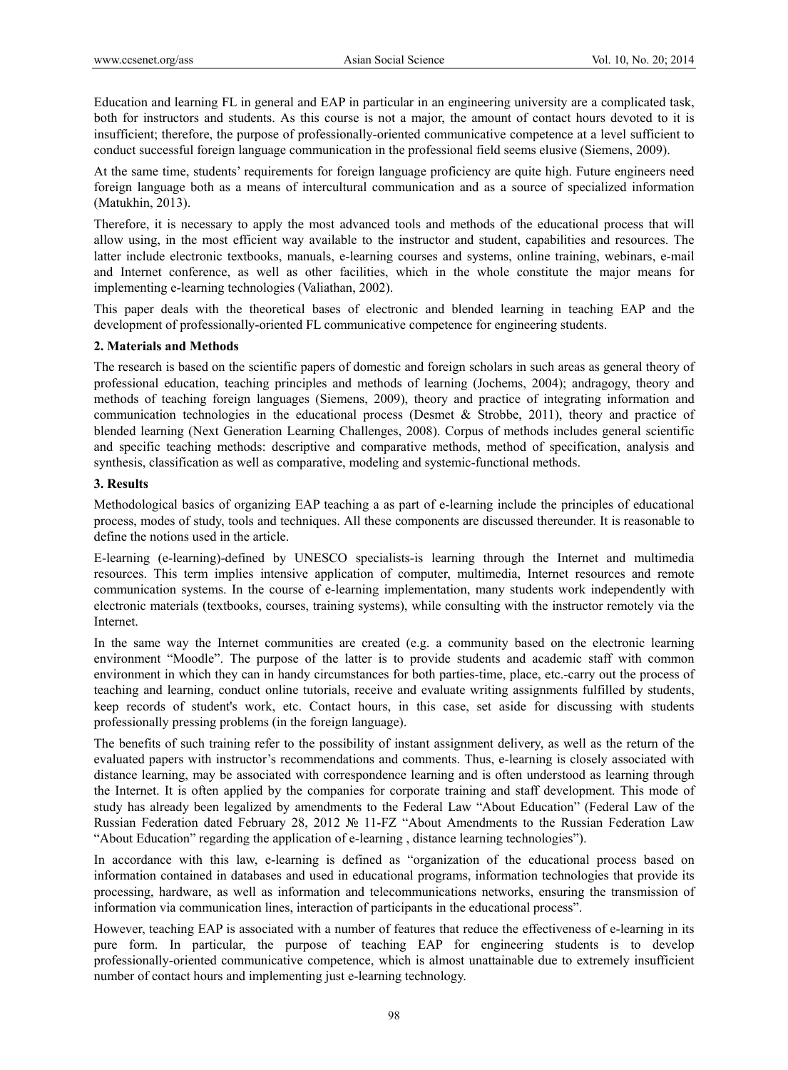Education and learning FL in general and EAP in particular in an engineering university are a complicated task, both for instructors and students. As this course is not a major, the amount of contact hours devoted to it is insufficient; therefore, the purpose of professionally-oriented communicative competence at a level sufficient to conduct successful foreign language communication in the professional field seems elusive (Siemens, 2009).

At the same time, students' requirements for foreign language proficiency are quite high. Future engineers need foreign language both as a means of intercultural communication and as a source of specialized information (Matukhin, 2013).

Therefore, it is necessary to apply the most advanced tools and methods of the educational process that will allow using, in the most efficient way available to the instructor and student, capabilities and resources. The latter include electronic textbooks, manuals, e-learning courses and systems, online training, webinars, e-mail and Internet conference, as well as other facilities, which in the whole constitute the major means for implementing e-learning technologies (Valiathan, 2002).

This paper deals with the theoretical bases of electronic and blended learning in teaching EAP and the development of professionally-oriented FL communicative competence for engineering students.

## 2. Materials and Methods

The research is based on the scientific papers of domestic and foreign scholars in such areas as general theory of professional education, teaching principles and methods of learning (Jochems, 2004); andragogy, theory and methods of teaching foreign languages (Siemens, 2009), theory and practice of integrating information and communication technologies in the educational process (Desmet & Strobbe, 2011), theory and practice of blended learning (Next Generation Learning Challenges, 2008). Corpus of methods includes general scientific and specific teaching methods: descriptive and comparative methods, method of specification, analysis and synthesis, classification as well as comparative, modeling and systemic-functional methods.

## 3. Results

Methodological basics of organizing EAP teaching a as part of e-learning include the principles of educational process, modes of study, tools and techniques. All these components are discussed thereunder. It is reasonable to define the notions used in the article.

E-learning (e-learning)-defined by UNESCO specialists-is learning through the Internet and multimedia resources. This term implies intensive application of computer, multimedia, Internet resources and remote communication systems. In the course of e-learning implementation, many students work independently with electronic materials (textbooks, courses, training systems), while consulting with the instructor remotely via the Internet.

In the same way the Internet communities are created (e.g. a community based on the electronic learning environment "Moodle". The purpose of the latter is to provide students and academic staff with common environment in which they can in handy circumstances for both parties-time, place, etc.-carry out the process of teaching and learning, conduct online tutorials, receive and evaluate writing assignments fulfilled by students, keep records of student's work, etc. Contact hours, in this case, set aside for discussing with students professionally pressing problems (in the foreign language).

The benefits of such training refer to the possibility of instant assignment delivery, as well as the return of the evaluated papers with instructor's recommendations and comments. Thus, e-learning is closely associated with distance learning, may be associated with correspondence learning and is often understood as learning through the Internet. It is often applied by the companies for corporate training and staff development. This mode of study has already been legalized by amendments to the Federal Law "About Education" (Federal Law of the Russian Federation dated February 28, 2012 № 11-FZ "About Amendments to the Russian Federation Law "About Education" regarding the application of e-learning , distance learning technologies").

In accordance with this law, e-learning is defined as "organization of the educational process based on information contained in databases and used in educational programs, information technologies that provide its processing, hardware, as well as information and telecommunications networks, ensuring the transmission of information via communication lines, interaction of participants in the educational process".

However, teaching EAP is associated with a number of features that reduce the effectiveness of e-learning in its pure form. In particular, the purpose of teaching EAP for engineering students is to develop professionally-oriented communicative competence, which is almost unattainable due to extremely insufficient number of contact hours and implementing just e-learning technology.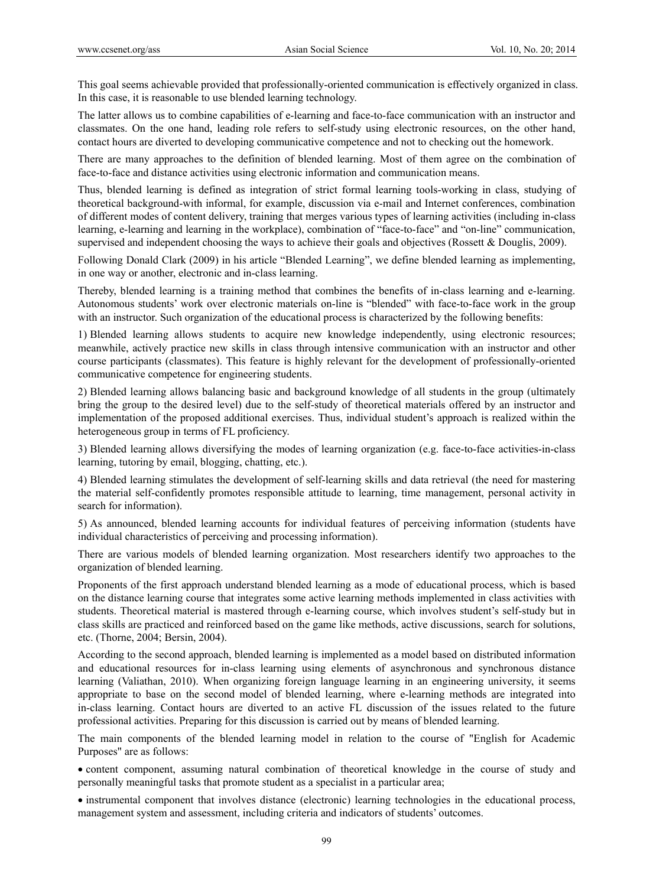This goal seems achievable provided that professionally-oriented communication is effectively organized in class. In this case, it is reasonable to use blended learning technology.

The latter allows us to combine capabilities of e-learning and face-to-face communication with an instructor and classmates. On the one hand, leading role refers to self-study using electronic resources, on the other hand, contact hours are diverted to developing communicative competence and not to checking out the homework.

There are many approaches to the definition of blended learning. Most of them agree on the combination of face-to-face and distance activities using electronic information and communication means.

Thus, blended learning is defined as integration of strict formal learning tools-working in class, studying of theoretical background-with informal, for example, discussion via e-mail and Internet conferences, combination of different modes of content delivery, training that merges various types of learning activities (including in-class learning, e-learning and learning in the workplace), combination of "face-to-face" and "on-line" communication, supervised and independent choosing the ways to achieve their goals and objectives (Rossett & Douglis, 2009).

Following Donald Clark (2009) in his article "Blended Learning", we define blended learning as implementing, in one way or another, electronic and in-class learning.

Thereby, blended learning is a training method that combines the benefits of in-class learning and e-learning. Autonomous students' work over electronic materials on-line is "blended" with face-to-face work in the group with an instructor. Such organization of the educational process is characterized by the following benefits:

1) Blended learning allows students to acquire new knowledge independently, using electronic resources; meanwhile, actively practice new skills in class through intensive communication with an instructor and other course participants (classmates). This feature is highly relevant for the development of professionally-oriented communicative competence for engineering students.

2) Blended learning allows balancing basic and background knowledge of all students in the group (ultimately bring the group to the desired level) due to the self-study of theoretical materials offered by an instructor and implementation of the proposed additional exercises. Thus, individual student's approach is realized within the heterogeneous group in terms of FL proficiency.

3) Blended learning allows diversifying the modes of learning organization (e.g. face-to-face activities-in-class learning, tutoring by email, blogging, chatting, etc.).

4) Blended learning stimulates the development of self-learning skills and data retrieval (the need for mastering the material self-confidently promotes responsible attitude to learning, time management, personal activity in search for information).

5) As announced, blended learning accounts for individual features of perceiving information (students have individual characteristics of perceiving and processing information).

There are various models of blended learning organization. Most researchers identify two approaches to the organization of blended learning.

Proponents of the first approach understand blended learning as a mode of educational process, which is based on the distance learning course that integrates some active learning methods implemented in class activities with students. Theoretical material is mastered through e-learning course, which involves student's self-study but in class skills are practiced and reinforced based on the game like methods, active discussions, search for solutions, etc. (Thorne, 2004; Bersin, 2004).

According to the second approach, blended learning is implemented as a model based on distributed information and educational resources for in-class learning using elements of asynchronous and synchronous distance learning (Valiathan, 2010). When organizing foreign language learning in an engineering university, it seems appropriate to base on the second model of blended learning, where e-learning methods are integrated into in-class learning. Contact hours are diverted to an active FL discussion of the issues related to the future professional activities. Preparing for this discussion is carried out by means of blended learning.

The main components of the blended learning model in relation to the course of "English for Academic Purposes" are as follows:

- content component, assuming natural combination of theoretical knowledge in the course of study and personally meaningful tasks that promote student as a specialist in a particular area;
- instrumental component that involves distance (electronic) learning technologies in the educational process, management system and assessment, including criteria and indicators of students' outcomes.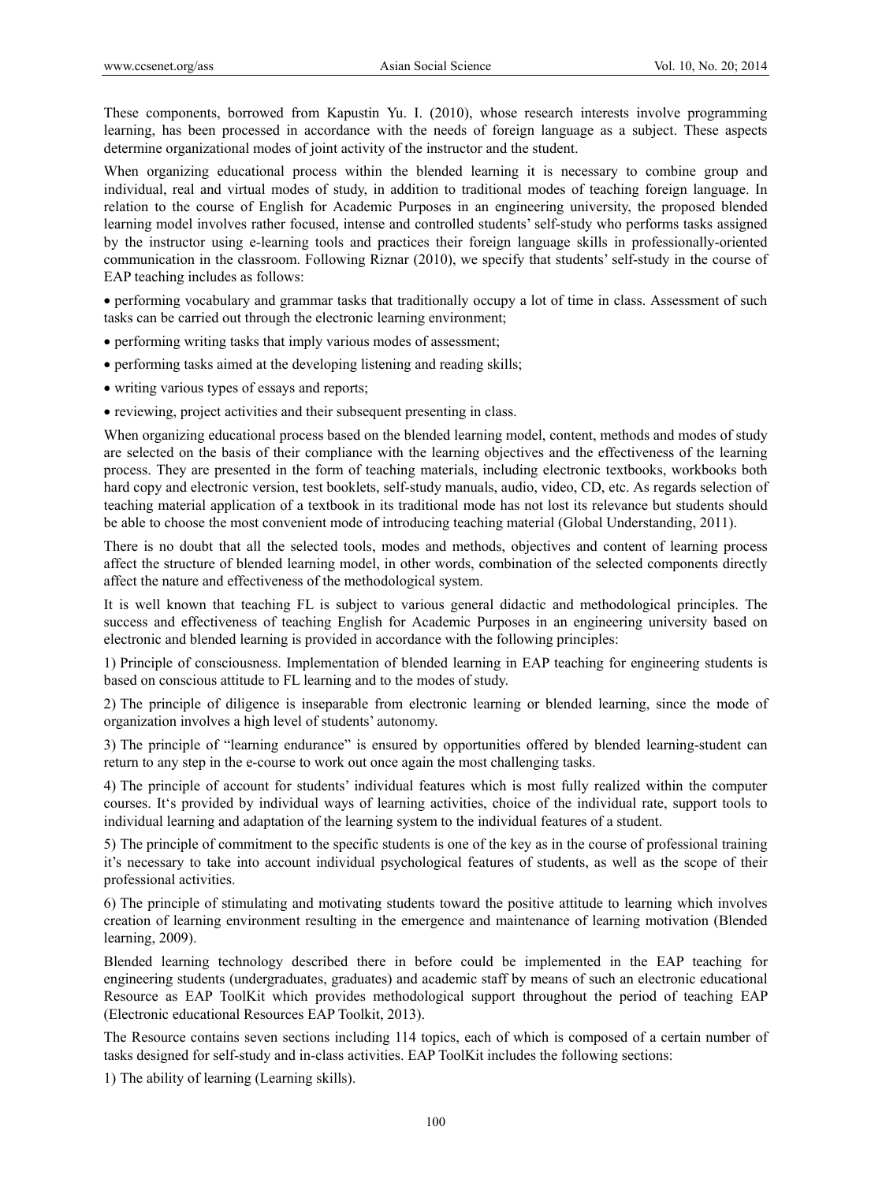These components, borrowed from Kapustin Yu. I. (2010), whose research interests involve programming learning, has been processed in accordance with the needs of foreign language as a subject. These aspects determine organizational modes of joint activity of the instructor and the student.

When organizing educational process within the blended learning it is necessary to combine group and individual, real and virtual modes of study, in addition to traditional modes of teaching foreign language. In relation to the course of English for Academic Purposes in an engineering university, the proposed blended learning model involves rather focused, intense and controlled students' self-study who performs tasks assigned by the instructor using e-learning tools and practices their foreign language skills in professionally-oriented communication in the classroom. Following Riznar (2010), we specify that students' self-study in the course of EAP teaching includes as follows:

- performing vocabulary and grammar tasks that traditionally occupy a lot of time in class. Assessment of such tasks can be carried out through the electronic learning environment;
- performing writing tasks that imply various modes of assessment;
- performing tasks aimed at the developing listening and reading skills;
- writing various types of essays and reports;
- reviewing, project activities and their subsequent presenting in class.

When organizing educational process based on the blended learning model, content, methods and modes of study are selected on the basis of their compliance with the learning objectives and the effectiveness of the learning process. They are presented in the form of teaching materials, including electronic textbooks, workbooks both hard copy and electronic version, test booklets, self-study manuals, audio, video, CD, etc. As regards selection of teaching material application of a textbook in its traditional mode has not lost its relevance but students should be able to choose the most convenient mode of introducing teaching material (Global Understanding, 2011).

There is no doubt that all the selected tools, modes and methods, objectives and content of learning process affect the structure of blended learning model, in other words, combination of the selected components directly affect the nature and effectiveness of the methodological system.

It is well known that teaching FL is subject to various general didactic and methodological principles. The success and effectiveness of teaching English for Academic Purposes in an engineering university based on electronic and blended learning is provided in accordance with the following principles:

1) Principle of consciousness. Implementation of blended learning in EAP teaching for engineering students is based on conscious attitude to FL learning and to the modes of study.

2) The principle of diligence is inseparable from electronic learning or blended learning, since the mode of organization involves a high level of students' autonomy.

3) The principle of "learning endurance" is ensured by opportunities offered by blended learning-student can return to any step in the e-course to work out once again the most challenging tasks.

4) The principle of account for students' individual features which is most fully realized within the computer courses. It's provided by individual ways of learning activities, choice of the individual rate, support tools to individual learning and adaptation of the learning system to the individual features of a student.

5) The principle of commitment to the specific students is one of the key as in the course of professional training it's necessary to take into account individual psychological features of students, as well as the scope of their professional activities.

6) The principle of stimulating and motivating students toward the positive attitude to learning which involves creation of learning environment resulting in the emergence and maintenance of learning motivation (Blended learning, 2009).

Blended learning technology described there in before could be implemented in the EAP teaching for engineering students (undergraduates, graduates) and academic staff by means of such an electronic educational Resource as EAP ToolKit which provides methodological support throughout the period of teaching EAP (Electronic educational Resources EAP Toolkit, 2013).

The Resource contains seven sections including 114 topics, each of which is composed of a certain number of tasks designed for self-study and in-class activities. EAP ToolKit includes the following sections:

1) The ability of learning (Learning skills).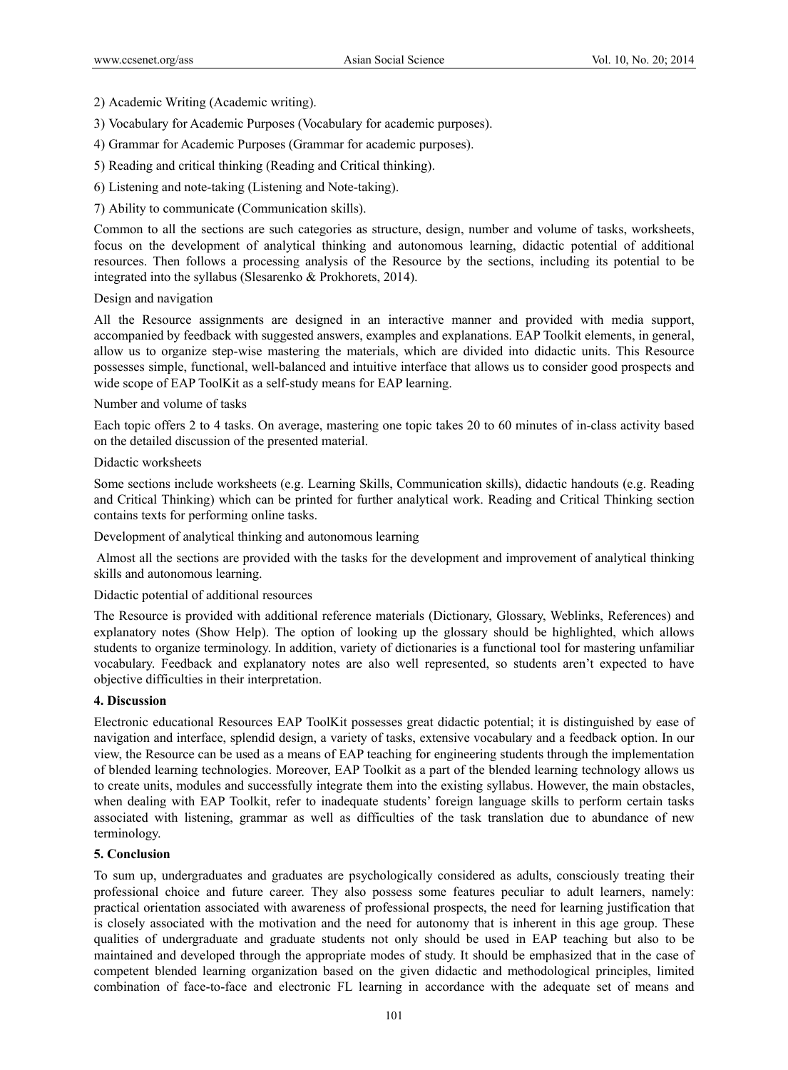2) Academic Writing (Academic writing).

3) Vocabulary for Academic Purposes (Vocabulary for academic purposes).

4) Grammar for Academic Purposes (Grammar for academic purposes).

5) Reading and critical thinking (Reading and Critical thinking).

6) Listening and note-taking (Listening and Note-taking).

7) Ability to communicate (Communication skills).

Common to all the sections are such categories as structure, design, number and volume of tasks, worksheets, focus on the development of analytical thinking and autonomous learning, didactic potential of additional resources. Then follows a processing analysis of the Resource by the sections, including its potential to be integrated into the syllabus (Slesarenko & Prokhorets, 2014).

Design and navigation

All the Resource assignments are designed in an interactive manner and provided with media support, accompanied by feedback with suggested answers, examples and explanations. EAP Toolkit elements, in general, allow us to organize step-wise mastering the materials, which are divided into didactic units. This Resource possesses simple, functional, well-balanced and intuitive interface that allows us to consider good prospects and wide scope of EAP ToolKit as a self-study means for EAP learning.

Number and volume of tasks

Each topic offers 2 to 4 tasks. On average, mastering one topic takes 20 to 60 minutes of in-class activity based on the detailed discussion of the presented material.

Didactic worksheets

Some sections include worksheets (e.g. Learning Skills, Communication skills), didactic handouts (e.g. Reading and Critical Thinking) which can be printed for further analytical work. Reading and Critical Thinking section contains texts for performing online tasks.

Development of analytical thinking and autonomous learning

Almost all the sections are provided with the tasks for the development and improvement of analytical thinking skills and autonomous learning.

Didactic potential of additional resources

The Resource is provided with additional reference materials (Dictionary, Glossary, Weblinks, References) and explanatory notes (Show Help). The option of looking up the glossary should be highlighted, which allows students to organize terminology. In addition, variety of dictionaries is a functional tool for mastering unfamiliar vocabulary. Feedback and explanatory notes are also well represented, so students aren't expected to have objective difficulties in their interpretation.

## 4. Discussion

Electronic educational Resources EAP ToolKit possesses great didactic potential; it is distinguished by ease of navigation and interface, splendid design, a variety of tasks, extensive vocabulary and a feedback option. In our view, the Resource can be used as a means of EAP teaching for engineering students through the implementation of blended learning technologies. Moreover, EAP Toolkit as a part of the blended learning technology allows us to create units, modules and successfully integrate them into the existing syllabus. However, the main obstacles, when dealing with EAP Toolkit, refer to inadequate students' foreign language skills to perform certain tasks associated with listening, grammar as well as difficulties of the task translation due to abundance of new terminology.

## 5. Conclusion

To sum up, undergraduates and graduates are psychologically considered as adults, consciously treating their professional choice and future career. They also possess some features peculiar to adult learners, namely: practical orientation associated with awareness of professional prospects, the need for learning justification that is closely associated with the motivation and the need for autonomy that is inherent in this age group. These qualities of undergraduate and graduate students not only should be used in EAP teaching but also to be maintained and developed through the appropriate modes of study. It should be emphasized that in the case of competent blended learning organization based on the given didactic and methodological principles, limited combination of face-to-face and electronic FL learning in accordance with the adequate set of means and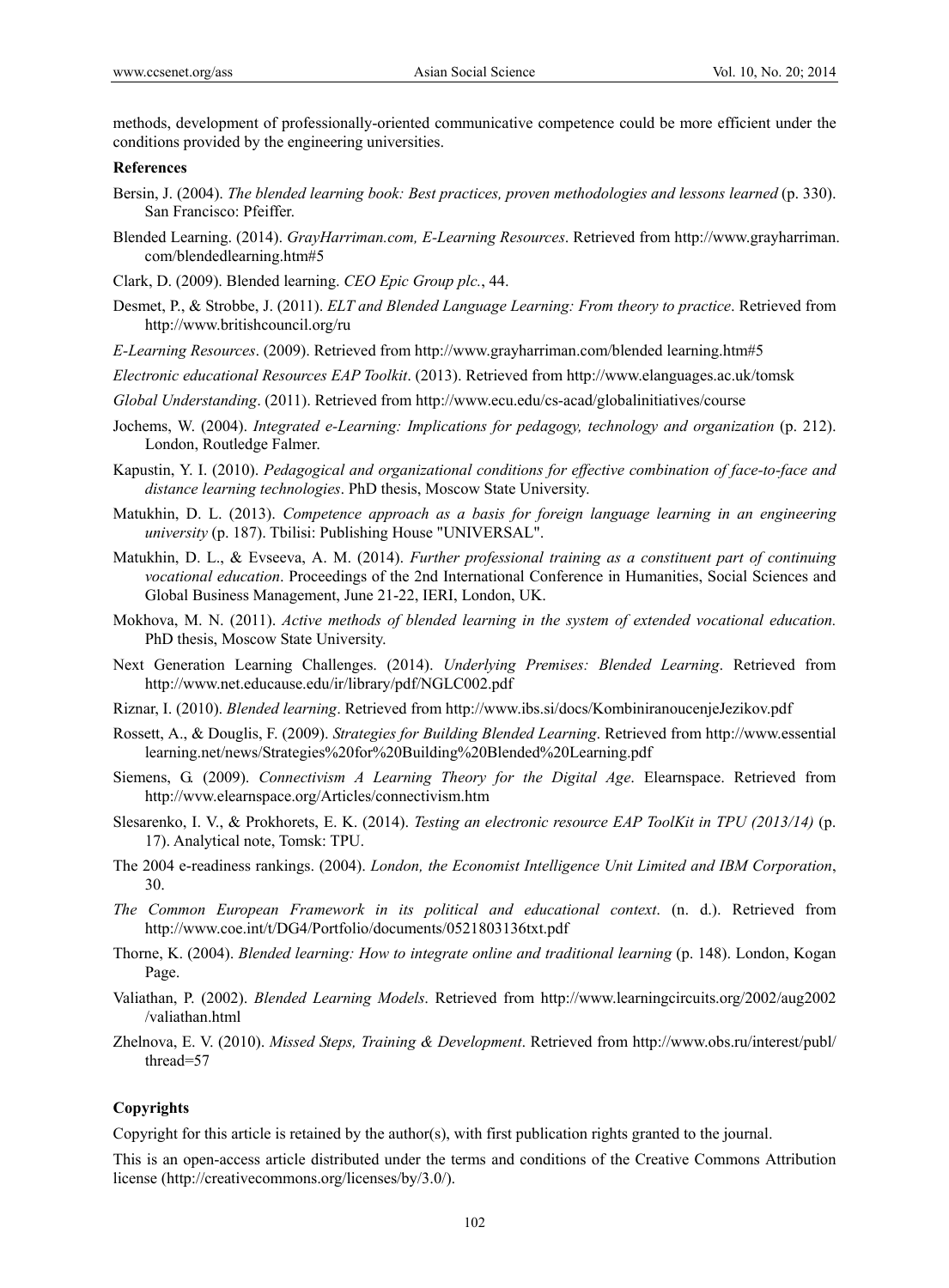methods, development of professionally-oriented communicative competence could be more efficient under the conditions provided by the engineering universities.

## References

Bersin, J. (2004). *The blended learning book: Best practices, proven methodologies and lessons learned* (p. 330). San Francisco: Pfeiffer.

Blended Learning. (2014). *GrayHarriman.com, E-Learning Resources*. Retrieved from http://www.grayharriman.com/blendedlearning.htm#5

Clark, D. (2009). Blended learning. *CEO Epic Group plc.*, 44.

Desmet, P., & Strobbe, J. (2011). *ELT and Blended Language Learning: From theory to practice*. Retrieved from http://www.britishcouncil.org/ru

*E-Learning Resources*. (2009). Retrieved from http://www.grayharriman.com/blended learning.htm#5

*Electronic educational Resources EAP Toolkit*. (2013). Retrieved from http://www.elanguages.ac.uk/tomsk

*Global Understanding*. (2011). Retrieved from http://www.ecu.edu/cs-acad/globalinitiatives/course

Jochems, W. (2004). *Integrated e-Learning: Implications for pedagogy, technology and organization* (p. 212). London, Routledge Falmer.

Kapustin, Y. I. (2010). *Pedagogical and organizational conditions for effective combination of face-to-face and distance learning technologies*. PhD thesis, Moscow State University.

Matukhin, D. L. (2013). *Competence approach as a basis for foreign language learning in an engineering university* (p. 187). Tbilisi: Publishing House "UNIVERSAL".

Matukhin, D. L., & Evseeva, A. M. (2014). *Further professional training as a constituent part of continuing vocational education*. Proceedings of the 2nd International Conference in Humanities, Social Sciences and Global Business Management, June 21-22, IERI, London, UK.

Mokhova, M. N. (2011). *Active methods of blended learning in the system of extended vocational education.* PhD thesis, Moscow State University.

Next Generation Learning Challenges. (2014). *Underlying Premises: Blended Learning*. Retrieved from http://www.net.educause.edu/ir/library/pdf/NGLC002.pdf

Riznar, I. (2010). *Blended learning*. Retrieved from http://www.ibs.si/docs/KombiniranoucenjeJezikov.pdf

Rossett, A., & Douglis, F. (2009). *Strategies for Building Blended Learning*. Retrieved from http://www.essentiallearning.net/news/Strategies%20for%20Building%20Blended%20Learning.pdf

Siemens, G. (2009). *Connectivism A Learning Theory for the Digital Age*. Elearnspace. Retrieved from http://wvw.elearnspace.org/Articles/connectivism.htm

Slesarenko, I. V., & Prokhorets, E. K. (2014). *Testing an electronic resource EAP ToolKit in TPU (2013/14)* (p. 17). Analytical note, Tomsk: TPU.

The 2004 e-readiness rankings. (2004). *London, the Economist Intelligence Unit Limited and IBM Corporation*, 30.

*The Common European Framework in its political and educational context*. (n. d.). Retrieved from http://www.coe.int/t/DG4/Portfolio/documents/0521803136txt.pdf

Thorne, K. (2004). *Blended learning: How to integrate online and traditional learning* (p. 148). London, Kogan Page.

Valiathan, P. (2002). *Blended Learning Models*. Retrieved from http://www.learningcircuits.org/2002/aug2002/valiathan.html

Zhelnova, E. V. (2010). *Missed Steps, Training & Development*. Retrieved from http://www.obs.ru/interest/publ/thread=57

## Copyrights

Copyright for this article is retained by the author(s), with first publication rights granted to the journal.

This is an open-access article distributed under the terms and conditions of the Creative Commons Attribution license (http://creativecommons.org/licenses/by/3.0/).